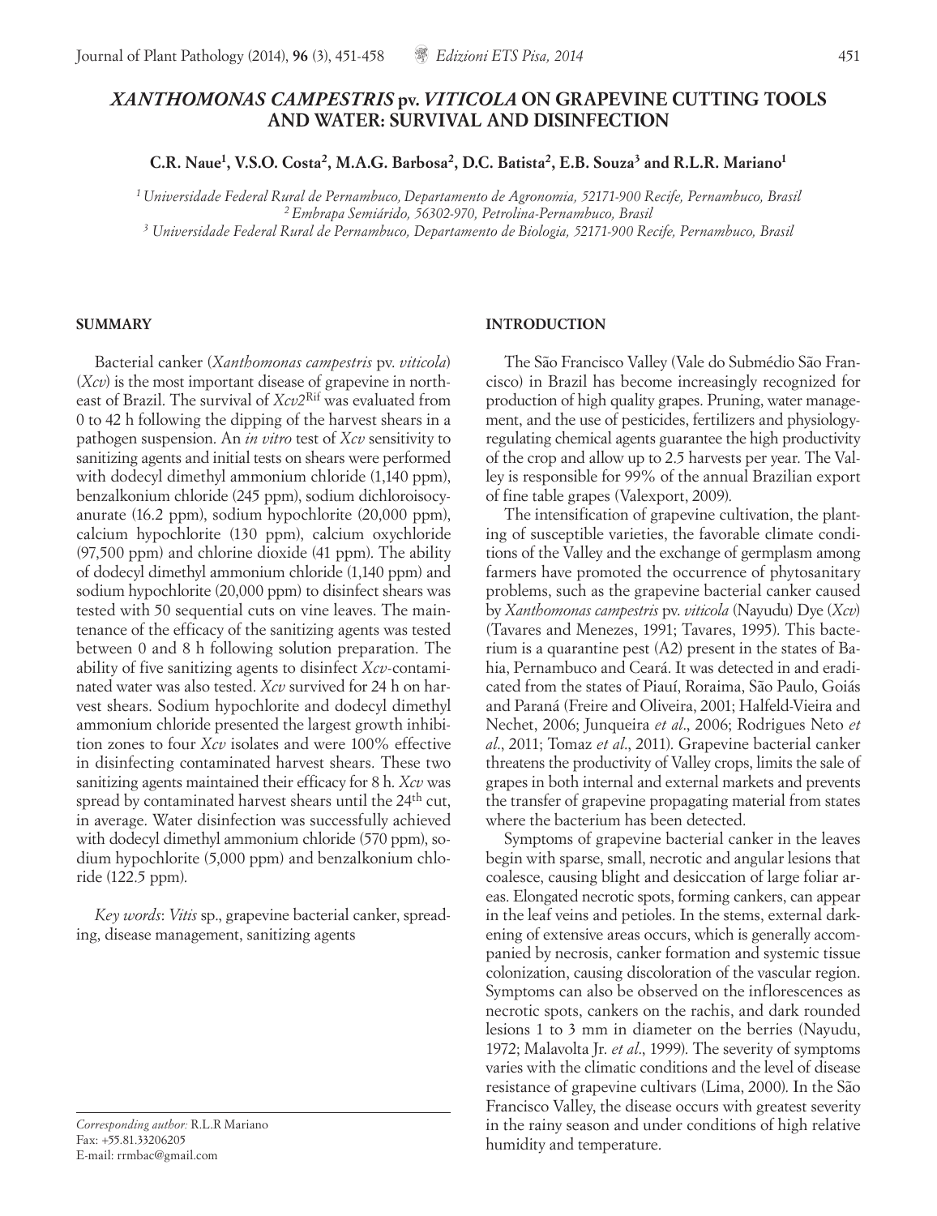# *XANTHOMONAS CAMPESTRIS* pv. *VITICOLA* ON GRAPEVINE CUTTING TOOLS AND WATER: SURVIVAL AND DISINFECTION

**C.R. Naue[1], V.S.O. Costa[2], M.A.G. Barbosa[2], D.C. Batista[2], E.B. Souza[3] and R.L.R. Mariano[1]**

*[1] Universidade Federal Rural de Pernambuco, Departamento de Agronomia, 52171-900 Recife, Pernambuco, Brasil*
*[2] Embrapa Semiárido, 56302-970, Petrolina-Pernambuco, Brasil*
*[3] Universidade Federal Rural de Pernambuco, Departamento de Biologia, 52171-900 Recife, Pernambuco, Brasil*

## SUMMARY

Bacterial canker (*Xanthomonas campestris* pv. *viticola*) (*Xcv*) is the most important disease of grapevine in northeast of Brazil. The survival of $Xcv2^{Rif}$ was evaluated from 0 to 42 h following the dipping of the harvest shears in a pathogen suspension. An *in vitro* test of *Xcv* sensitivity to sanitizing agents and initial tests on shears were performed with dodecyl dimethyl ammonium chloride (1,140 ppm), benzalkonium chloride (245 ppm), sodium dichloroisocyanurate (16.2 ppm), sodium hypochlorite (20,000 ppm), calcium hypochlorite (130 ppm), calcium oxychloride (97,500 ppm) and chlorine dioxide (41 ppm). The ability of dodecyl dimethyl ammonium chloride (1,140 ppm) and sodium hypochlorite (20,000 ppm) to disinfect shears was tested with 50 sequential cuts on vine leaves. The maintenance of the efficacy of the sanitizing agents was tested between 0 and 8 h following solution preparation. The ability of five sanitizing agents to disinfect *Xcv*-contaminated water was also tested. *Xcv* survived for 24 h on harvest shears. Sodium hypochlorite and dodecyl dimethyl ammonium chloride presented the largest growth inhibition zones to four *Xcv* isolates and were 100% effective in disinfecting contaminated harvest shears. These two sanitizing agents maintained their efficacy for 8 h. *Xcv* was spread by contaminated harvest shears until the 24th cut, in average. Water disinfection was successfully achieved with dodecyl dimethyl ammonium chloride (570 ppm), sodium hypochlorite (5,000 ppm) and benzalkonium chloride (122.5 ppm).

*Key words*: *Vitis* sp., grapevine bacterial canker, spreading, disease management, sanitizing agents

## INTRODUCTION

The São Francisco Valley (Vale do Submédio São Francisco) in Brazil has become increasingly recognized for production of high quality grapes. Pruning, water management, and the use of pesticides, fertilizers and physiology-regulating chemical agents guarantee the high productivity of the crop and allow up to 2.5 harvests per year. The Valley is responsible for 99% of the annual Brazilian export of fine table grapes (Valexport, 2009).

The intensification of grapevine cultivation, the planting of susceptible varieties, the favorable climate conditions of the Valley and the exchange of germplasm among farmers have promoted the occurrence of phytosanitary problems, such as the grapevine bacterial canker caused by *Xanthomonas campestris* pv. *viticola* (Nayudu) Dye (*Xcv*) (Tavares and Menezes, 1991; Tavares, 1995). This bacterium is a quarantine pest (A2) present in the states of Bahia, Pernambuco and Ceará. It was detected in and eradicated from the states of Piauí, Roraima, São Paulo, Goiás and Paraná (Freire and Oliveira, 2001; Halfeld-Vieira and Nechet, 2006; Junqueira *et al*., 2006; Rodrigues Neto *et al*., 2011; Tomaz *et al*., 2011). Grapevine bacterial canker threatens the productivity of Valley crops, limits the sale of grapes in both internal and external markets and prevents the transfer of grapevine propagating material from states where the bacterium has been detected.

Symptoms of grapevine bacterial canker in the leaves begin with sparse, small, necrotic and angular lesions that coalesce, causing blight and desiccation of large foliar areas. Elongated necrotic spots, forming cankers, can appear in the leaf veins and petioles. In the stems, external darkening of extensive areas occurs, which is generally accompanied by necrosis, canker formation and systemic tissue colonization, causing discoloration of the vascular region. Symptoms can also be observed on the inflorescences as necrotic spots, cankers on the rachis, and dark rounded lesions 1 to 3 mm in diameter on the berries (Nayudu, 1972; Malavolta Jr. *et al*., 1999). The severity of symptoms varies with the climatic conditions and the level of disease resistance of grapevine cultivars (Lima, 2000). In the São Francisco Valley, the disease occurs with greatest severity in the rainy season and under conditions of high relative humidity and temperature.

*Corresponding author:* R.L.R Mariano
Fax: +55.81.33206205
E-mail: rrmbac@gmail.com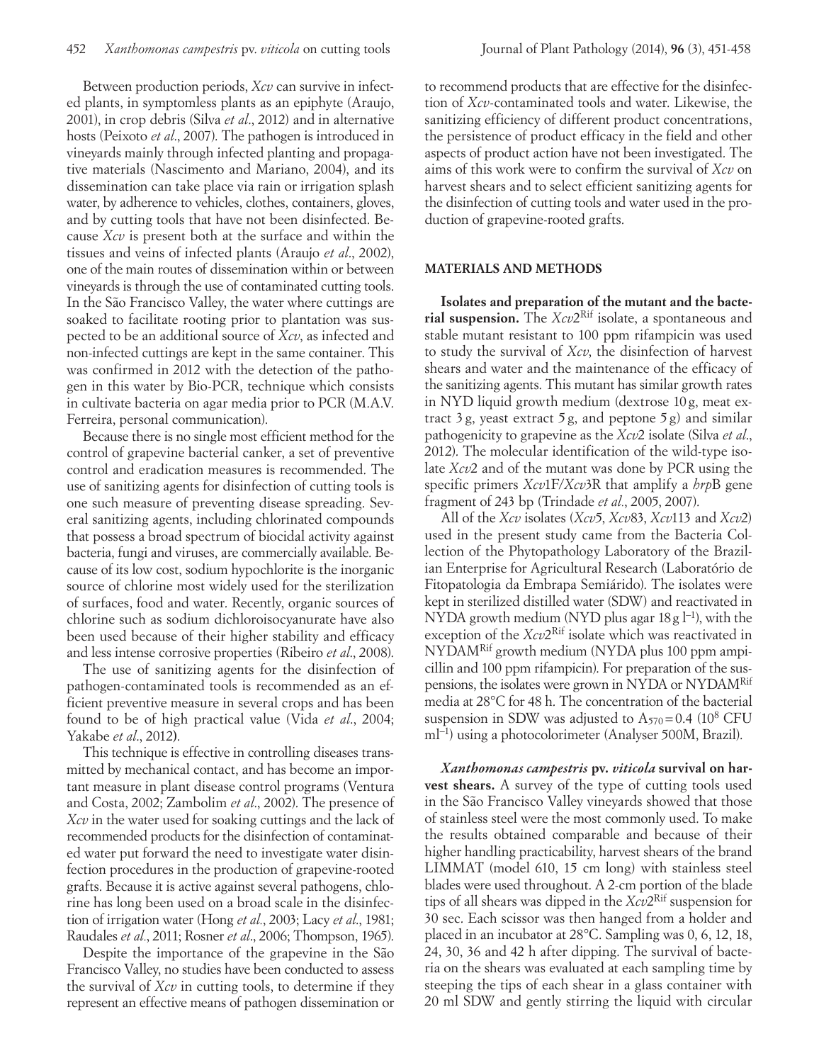Between production periods, *Xcv* can survive in infected plants, in symptomless plants as an epiphyte (Araujo, 2001), in crop debris (Silva *et al*., 2012) and in alternative hosts (Peixoto *et al*., 2007). The pathogen is introduced in vineyards mainly through infected planting and propagative materials (Nascimento and Mariano, 2004), and its dissemination can take place via rain or irrigation splash water, by adherence to vehicles, clothes, containers, gloves, and by cutting tools that have not been disinfected. Because *Xcv* is present both at the surface and within the tissues and veins of infected plants (Araujo *et al*., 2002), one of the main routes of dissemination within or between vineyards is through the use of contaminated cutting tools. In the São Francisco Valley, the water where cuttings are soaked to facilitate rooting prior to plantation was suspected to be an additional source of *Xcv*, as infected and non-infected cuttings are kept in the same container. This was confirmed in 2012 with the detection of the pathogen in this water by Bio-PCR, technique which consists in cultivate bacteria on agar media prior to PCR (M.A.V. Ferreira, personal communication).

Because there is no single most efficient method for the control of grapevine bacterial canker, a set of preventive control and eradication measures is recommended. The use of sanitizing agents for disinfection of cutting tools is one such measure of preventing disease spreading. Several sanitizing agents, including chlorinated compounds that possess a broad spectrum of biocidal activity against bacteria, fungi and viruses, are commercially available. Because of its low cost, sodium hypochlorite is the inorganic source of chlorine most widely used for the sterilization of surfaces, food and water. Recently, organic sources of chlorine such as sodium dichloroisocyanurate have also been used because of their higher stability and efficacy and less intense corrosive properties (Ribeiro *et al*., 2008).

The use of sanitizing agents for the disinfection of pathogen-contaminated tools is recommended as an efficient preventive measure in several crops and has been found to be of high practical value (Vida *et al*., 2004; Yakabe *et al*., 2012).

This technique is effective in controlling diseases transmitted by mechanical contact, and has become an important measure in plant disease control programs (Ventura and Costa, 2002; Zambolim *et al*., 2002). The presence of *Xcv* in the water used for soaking cuttings and the lack of recommended products for the disinfection of contaminated water put forward the need to investigate water disinfection procedures in the production of grapevine-rooted grafts. Because it is active against several pathogens, chlorine has long been used on a broad scale in the disinfection of irrigation water (Hong *et al*., 2003; Lacy *et al*., 1981; Raudales *et al*., 2011; Rosner *et al*., 2006; Thompson, 1965).

Despite the importance of the grapevine in the São Francisco Valley, no studies have been conducted to assess the survival of *Xcv* in cutting tools, to determine if they represent an effective means of pathogen dissemination or to recommend products that are effective for the disinfection of *Xcv*-contaminated tools and water. Likewise, the sanitizing efficiency of different product concentrations, the persistence of product efficacy in the field and other aspects of product action have not been investigated. The aims of this work were to confirm the survival of *Xcv* on harvest shears and to select efficient sanitizing agents for the disinfection of cutting tools and water used in the production of grapevine-rooted grafts.

## MATERIALS AND METHODS

**Isolates and preparation of the mutant and the bacterial suspension.** The $Xcv2^{Rif}$ isolate, a spontaneous and stable mutant resistant to 100 ppm rifampicin was used to study the survival of *Xcv*, the disinfection of harvest shears and water and the maintenance of the efficacy of the sanitizing agents. This mutant has similar growth rates in NYD liquid growth medium (dextrose 10 g, meat extract 3 g, yeast extract 5 g, and peptone 5 g) and similar pathogenicity to grapevine as the *Xcv*2 isolate (Silva *et al*., 2012). The molecular identification of the wild-type isolate *Xcv*2 and of the mutant was done by PCR using the specific primers *Xcv*1F/*Xcv*3R that amplify a *hrp*B gene fragment of 243 bp (Trindade *et al*., 2005, 2007).

All of the *Xcv* isolates (*Xcv*5, *Xcv*83, *Xcv*113 and *Xcv*2) used in the present study came from the Bacteria Collection of the Phytopathology Laboratory of the Brazilian Enterprise for Agricultural Research (Laboratório de Fitopatologia da Embrapa Semiárido). The isolates were kept in sterilized distilled water (SDW) and reactivated in NYDA growth medium (NYD plus agar 18 g $l^{-1}$), with the exception of the $Xcv2^{Rif}$ isolate which was reactivated in $NYDAM^{Rif}$ growth medium (NYDA plus 100 ppm ampicillin and 100 ppm rifampicin). For preparation of the suspensions, the isolates were grown in NYDA or $NYDAM^{Rif}$ media at 28°C for 48 h. The concentration of the bacterial suspension in SDW was adjusted to $A_{570} = 0.4$ ($10^8$ CFU $ml^{-1}$) using a photocolorimeter (Analyser 500M, Brazil).

***Xanthomonas campestris* pv. *viticola* survival on harvest shears.** A survey of the type of cutting tools used in the São Francisco Valley vineyards showed that those of stainless steel were the most commonly used. To make the results obtained comparable and because of their higher handling practicability, harvest shears of the brand LIMMAT (model 610, 15 cm long) with stainless steel blades were used throughout. A 2-cm portion of the blade tips of all shears was dipped in the $Xcv2^{Rif}$ suspension for 30 sec. Each scissor was then hanged from a holder and placed in an incubator at 28°C. Sampling was 0, 6, 12, 18, 24, 30, 36 and 42 h after dipping. The survival of bacteria on the shears was evaluated at each sampling time by steeping the tips of each shear in a glass container with 20 ml SDW and gently stirring the liquid with circular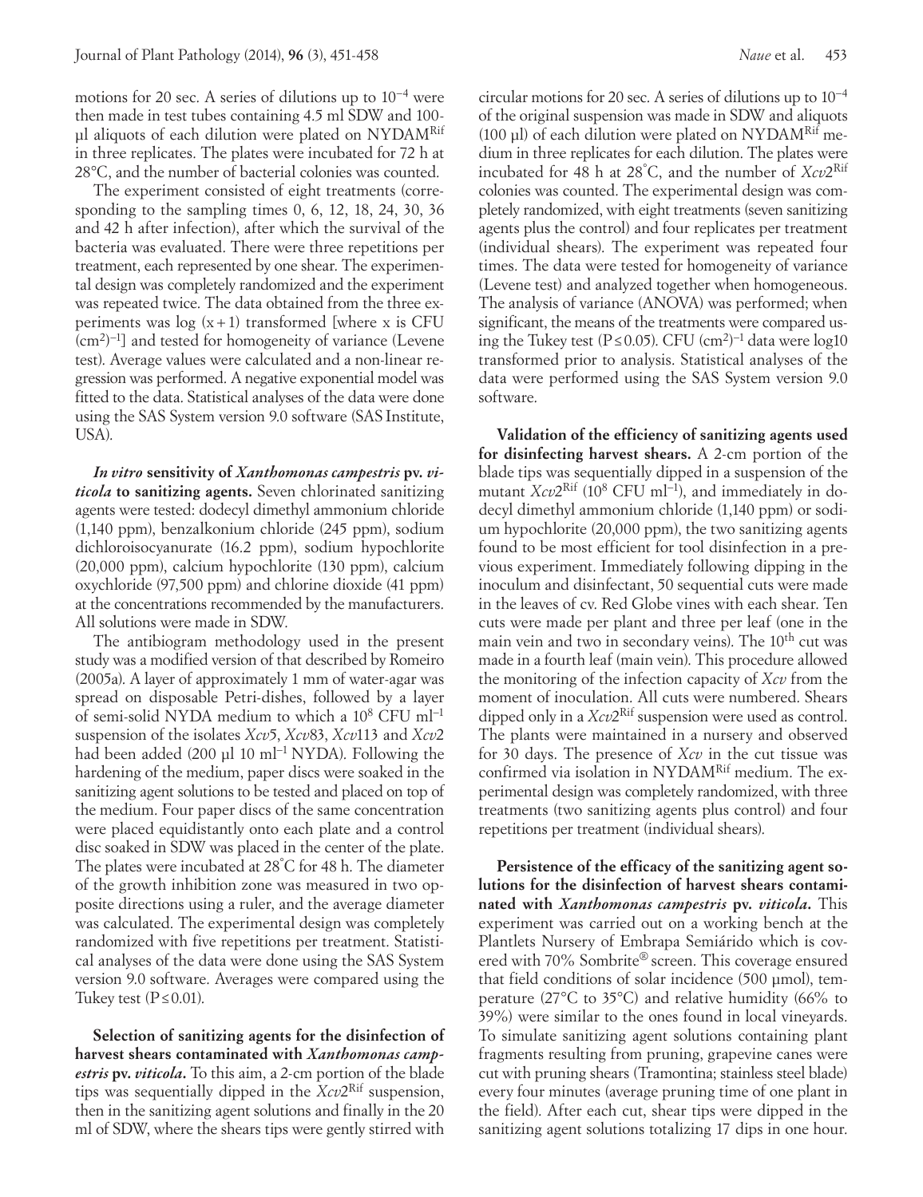motions for 20 sec. A series of dilutions up to $10^{-4}$ were then made in test tubes containing 4.5 ml SDW and 100-µl aliquots of each dilution were plated on NYDAM$^{Rif}$ in three replicates. The plates were incubated for 72 h at 28°C, and the number of bacterial colonies was counted.

The experiment consisted of eight treatments (corresponding to the sampling times 0, 6, 12, 18, 24, 30, 36 and 42 h after infection), after which the survival of the bacteria was evaluated. There were three repetitions per treatment, each represented by one shear. The experimental design was completely randomized and the experiment was repeated twice. The data obtained from the three experiments was log (x + 1) transformed [where x is CFU $(cm^2)^{-1}$] and tested for homogeneity of variance (Levene test). Average values were calculated and a non-linear regression was performed. A negative exponential model was fitted to the data. Statistical analyses of the data were done using the SAS System version 9.0 software (SAS Institute, USA).

***In vitro* sensitivity of *Xanthomonas campestris* pv. *viticola* to sanitizing agents.** Seven chlorinated sanitizing agents were tested: dodecyl dimethyl ammonium chloride (1,140 ppm), benzalkonium chloride (245 ppm), sodium dichloroisocyanurate (16.2 ppm), sodium hypochlorite (20,000 ppm), calcium hypochlorite (130 ppm), calcium oxychloride (97,500 ppm) and chlorine dioxide (41 ppm) at the concentrations recommended by the manufacturers. All solutions were made in SDW.

The antibiogram methodology used in the present study was a modified version of that described by Romeiro (2005a). A layer of approximately 1 mm of water-agar was spread on disposable Petri-dishes, followed by a layer of semi-solid NYDA medium to which a $10^8$ CFU ml$^{-1}$ suspension of the isolates *Xcv*5, *Xcv*83, *Xcv*113 and *Xcv*2 had been added (200 µl 10 ml$^{-1}$ NYDA). Following the hardening of the medium, paper discs were soaked in the sanitizing agent solutions to be tested and placed on top of the medium. Four paper discs of the same concentration were placed equidistantly onto each plate and a control disc soaked in SDW was placed in the center of the plate. The plates were incubated at 28°C for 48 h. The diameter of the growth inhibition zone was measured in two opposite directions using a ruler, and the average diameter was calculated. The experimental design was completely randomized with five repetitions per treatment. Statistical analyses of the data were done using the SAS System version 9.0 software. Averages were compared using the Tukey test ($P \leq 0.01$).

**Selection of sanitizing agents for the disinfection of harvest shears contaminated with *Xanthomonas campestris* pv. *viticola*.** To this aim, a 2-cm portion of the blade tips was sequentially dipped in the *Xcv*2$^{Rif}$ suspension, then in the sanitizing agent solutions and finally in the 20 ml of SDW, where the shears tips were gently stirred with circular motions for 20 sec. A series of dilutions up to $10^{-4}$ of the original suspension was made in SDW and aliquots (100 µl) of each dilution were plated on NYDAM$^{Rif}$ medium in three replicates for each dilution. The plates were incubated for 48 h at 28°C, and the number of *Xcv*2$^{Rif}$ colonies was counted. The experimental design was completely randomized, with eight treatments (seven sanitizing agents plus the control) and four replicates per treatment (individual shears). The experiment was repeated four times. The data were tested for homogeneity of variance (Levene test) and analyzed together when homogeneous. The analysis of variance (ANOVA) was performed; when significant, the means of the treatments were compared using the Tukey test ($P \leq 0.05$). CFU $(cm^2)^{-1}$ data were log10 transformed prior to analysis. Statistical analyses of the data were performed using the SAS System version 9.0 software.

**Validation of the efficiency of sanitizing agents used for disinfecting harvest shears.** A 2-cm portion of the blade tips was sequentially dipped in a suspension of the mutant *Xcv*2$^{Rif}$ ($10^8$ CFU ml$^{-1}$), and immediately in dodecyl dimethyl ammonium chloride (1,140 ppm) or sodium hypochlorite (20,000 ppm), the two sanitizing agents found to be most efficient for tool disinfection in a previous experiment. Immediately following dipping in the inoculum and disinfectant, 50 sequential cuts were made in the leaves of cv. Red Globe vines with each shear. Ten cuts were made per plant and three per leaf (one in the main vein and two in secondary veins). The 10$^{th}$ cut was made in a fourth leaf (main vein). This procedure allowed the monitoring of the infection capacity of *Xcv* from the moment of inoculation. All cuts were numbered. Shears dipped only in a *Xcv*2$^{Rif}$ suspension were used as control. The plants were maintained in a nursery and observed for 30 days. The presence of *Xcv* in the cut tissue was confirmed via isolation in NYDAM$^{Rif}$ medium. The experimental design was completely randomized, with three treatments (two sanitizing agents plus control) and four repetitions per treatment (individual shears).

**Persistence of the efficacy of the sanitizing agent solutions for the disinfection of harvest shears contaminated with *Xanthomonas campestris* pv. *viticola*.** This experiment was carried out on a working bench at the Plantlets Nursery of Embrapa Semiárido which is covered with 70% Sombrite® screen. This coverage ensured that field conditions of solar incidence (500 µmol), temperature (27°C to 35°C) and relative humidity (66% to 39%) were similar to the ones found in local vineyards. To simulate sanitizing agent solutions containing plant fragments resulting from pruning, grapevine canes were cut with pruning shears (Tramontina; stainless steel blade) every four minutes (average pruning time of one plant in the field). After each cut, shear tips were dipped in the sanitizing agent solutions totalizing 17 dips in one hour.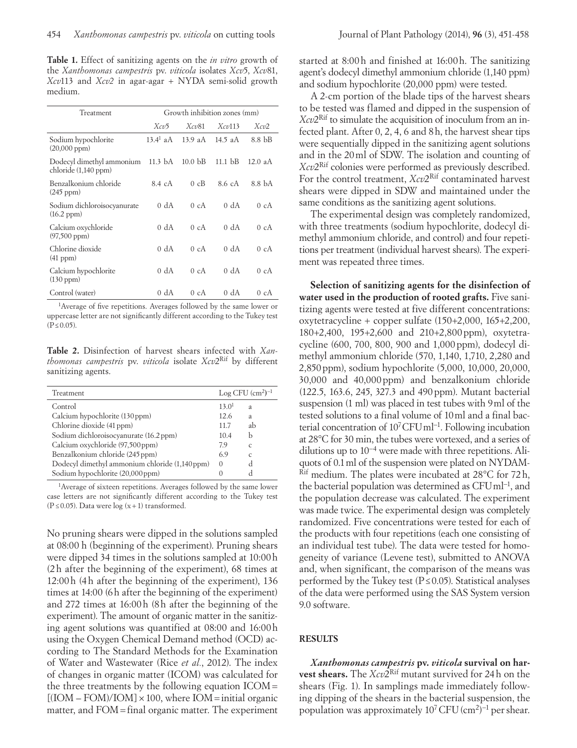**Table 1.** Effect of sanitizing agents on the *in vitro* growth of the *Xanthomonas campestris* pv. *viticola* isolates *Xcv*5, *Xcv*81, *Xcv*113 and *Xcv2* in agar-agar + NYDA semi-solid growth medium.

| Treatment | Growth inhibition zones (mm) | | | |
|---|---|---|---|---|
| | *Xcv*5 | *Xcv*81 | *Xcv*113 | *Xcv*2 |
| Sodium hypochlorite (20,000 ppm) | 13.4[1] aA | 13.9 aA | 14.5 aA | 8.8 bB |
| Dodecyl dimethyl ammonium chloride (1,140 ppm) | 11.3 bA | 10.0 bB | 11.1 bB | 12.0 aA |
| Benzalkonium chloride (245 ppm) | 8.4 cA | 0 cB | 8.6 cA | 8.8 bA |
| Sodium dichloroisocyanurate (16.2 ppm) | 0 dA | 0 cA | 0 dA | 0 cA |
| Calcium oxychloride (97,500 ppm) | 0 dA | 0 cA | 0 dA | 0 cA |
| Chlorine dioxide (41 ppm) | 0 dA | 0 cA | 0 dA | 0 cA |
| Calcium hypochlorite (130 ppm) | 0 dA | 0 cA | 0 dA | 0 cA |
| Control (water) | 0 dA | 0 cA | 0 dA | 0 cA |

[1]Average of five repetitions. Averages followed by the same lower or uppercase letter are not significantly different according to the Tukey test ($P \leq 0.05$).

**Table 2.** Disinfection of harvest shears infected with *Xanthomonas campestris* pv. *viticola* isolate *Xcv*2$^{Rif}$ by different sanitizing agents.

| Treatment | Log CFU $(cm^2)^{-1}$ | |
|---|---|---|
| Control | 13.0[1] | a |
| Calcium hypochlorite (130 ppm) | 12.6 | a |
| Chlorine dioxide (41 ppm) | 11.7 | ab |
| Sodium dichloroisocyanurate (16.2 ppm) | 10.4 | b |
| Calcium oxychloride (97,500 ppm) | 7.9 | c |
| Benzalkonium chloride (245 ppm) | 6.9 | c |
| Dodecyl dimethyl ammonium chloride (1,140 ppm) | 0 | d |
| Sodium hypochlorite (20,000 ppm) | 0 | d |

[1]Average of sixteen repetitions. Averages followed by the same lower case letters are not significantly different according to the Tukey test ($P \leq 0.05$). Data were log $(x+1)$ transformed.

No pruning shears were dipped in the solutions sampled at 08:00 h (beginning of the experiment). Pruning shears were dipped 34 times in the solutions sampled at 10:00 h (2 h after the beginning of the experiment), 68 times at 12:00 h (4 h after the beginning of the experiment), 136 times at 14:00 (6 h after the beginning of the experiment) and 272 times at 16:00 h (8 h after the beginning of the experiment). The amount of organic matter in the sanitizing agent solutions was quantified at 08:00 and 16:00 h using the Oxygen Chemical Demand method (OCD) according to The Standard Methods for the Examination of Water and Wastewater (Rice *et al*., 2012). The index of changes in organic matter (ICOM) was calculated for the three treatments by the following equation $ICOM = [(IOM - FOM)/IOM] \times 100$, where IOM = initial organic matter, and FOM = final organic matter. The experiment started at 8:00 h and finished at 16:00 h. The sanitizing agent's dodecyl dimethyl ammonium chloride (1,140 ppm) and sodium hypochlorite (20,000 ppm) were tested.

A 2-cm portion of the blade tips of the harvest shears to be tested was flamed and dipped in the suspension of *Xcv*2$^{Rif}$ to simulate the acquisition of inoculum from an infected plant. After 0, 2, 4, 6 and 8 h, the harvest shear tips were sequentially dipped in the sanitizing agent solutions and in the 20 ml of SDW. The isolation and counting of *Xcv*2$^{Rif}$ colonies were performed as previously described. For the control treatment, *Xcv*2$^{Rif}$ contaminated harvest shears were dipped in SDW and maintained under the same conditions as the sanitizing agent solutions.

The experimental design was completely randomized, with three treatments (sodium hypochlorite, dodecyl dimethyl ammonium chloride, and control) and four repetitions per treatment (individual harvest shears). The experiment was repeated three times.

**Selection of sanitizing agents for the disinfection of water used in the production of rooted grafts.** Five sanitizing agents were tested at five different concentrations: oxytetracycline + copper sulfate (150+2,000, 165+2,200, 180+2,400, 195+2,600 and 210+2,800 ppm), oxytetracycline (600, 700, 800, 900 and 1,000 ppm), dodecyl dimethyl ammonium chloride (570, 1,140, 1,710, 2,280 and 2,850 ppm), sodium hypochlorite (5,000, 10,000, 20,000, 30,000 and 40,000 ppm) and benzalkonium chloride (122.5, 163.6, 245, 327.3 and 490 ppm). Mutant bacterial suspension (1 ml) was placed in test tubes with 9 ml of the tested solutions to a final volume of 10 ml and a final bacterial concentration of $10^7$ CFU ml$^{-1}$. Following incubation at 28°C for 30 min, the tubes were vortexed, and a series of dilutions up to $10^{-4}$ were made with three repetitions. Aliquots of 0.1 ml of the suspension were plated on NYDAM-$^{Rif}$ medium. The plates were incubated at 28°C for 72 h, the bacterial population was determined as CFU ml$^{-1}$, and the population decrease was calculated. The experiment was made twice. The experimental design was completely randomized. Five concentrations were tested for each of the products with four repetitions (each one consisting of an individual test tube). The data were tested for homogeneity of variance (Levene test), submitted to ANOVA and, when significant, the comparison of the means was performed by the Tukey test ($P \leq 0.05$). Statistical analyses of the data were performed using the SAS System version 9.0 software.

## RESULTS

***Xanthomonas campestris* pv. *viticola* survival on harvest shears.** The *Xcv*2$^{Rif}$ mutant survived for 24 h on the shears (Fig. 1). In samplings made immediately following dipping of the shears in the bacterial suspension, the population was approximately $10^7$ CFU $(cm^2)^{-1}$ per shear.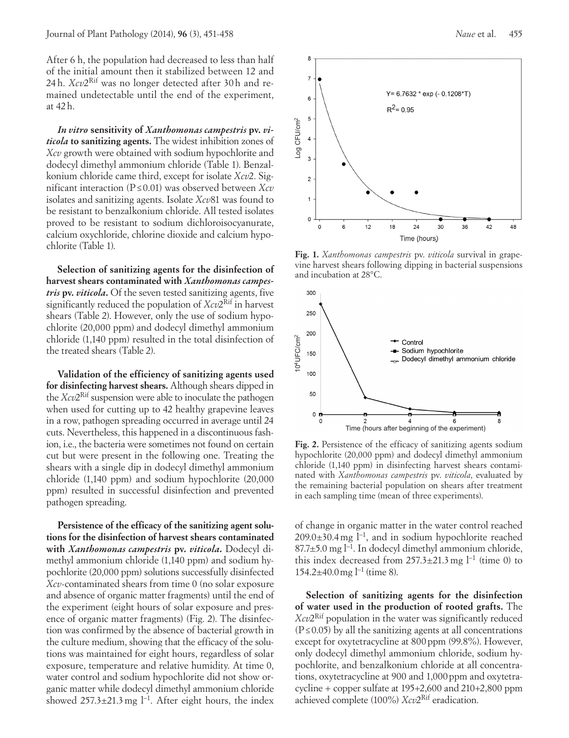After 6 h, the population had decreased to less than half of the initial amount then it stabilized between 12 and 24 h. *Xcv*2[Rif] was no longer detected after 30 h and remained undetectable until the end of the experiment, at 42 h.

***In vitro* sensitivity of *Xanthomonas campestris* pv. *viticola* to sanitizing agents.** The widest inhibition zones of *Xcv* growth were obtained with sodium hypochlorite and dodecyl dimethyl ammonium chloride (Table 1). Benzalkonium chloride came third, except for isolate *Xcv*2. Significant interaction ($P \leq 0.01$) was observed between *Xcv* isolates and sanitizing agents. Isolate *Xcv*81 was found to be resistant to benzalkonium chloride. All tested isolates proved to be resistant to sodium dichloroisocyanurate, calcium oxychloride, chlorine dioxide and calcium hypochlorite (Table 1).

**Selection of sanitizing agents for the disinfection of harvest shears contaminated with *Xanthomonas campestris* pv. *viticola*.** Of the seven tested sanitizing agents, five significantly reduced the population of *Xcv*2[Rif] in harvest shears (Table 2). However, only the use of sodium hypochlorite (20,000 ppm) and dodecyl dimethyl ammonium chloride (1,140 ppm) resulted in the total disinfection of the treated shears (Table 2).

**Validation of the efficiency of sanitizing agents used for disinfecting harvest shears.** Although shears dipped in the *Xcv*2[Rif] suspension were able to inoculate the pathogen when used for cutting up to 42 healthy grapevine leaves in a row, pathogen spreading occurred in average until 24 cuts. Nevertheless, this happened in a discontinuous fashion, i.e., the bacteria were sometimes not found on certain cut but were present in the following one. Treating the shears with a single dip in dodecyl dimethyl ammonium chloride (1,140 ppm) and sodium hypochlorite (20,000 ppm) resulted in successful disinfection and prevented pathogen spreading.

**Persistence of the efficacy of the sanitizing agent solutions for the disinfection of harvest shears contaminated with *Xanthomonas campestris* pv. *viticola*.** Dodecyl dimethyl ammonium chloride (1,140 ppm) and sodium hypochlorite (20,000 ppm) solutions successfully disinfected *Xcv*-contaminated shears from time 0 (no solar exposure and absence of organic matter fragments) until the end of the experiment (eight hours of solar exposure and presence of organic matter fragments) (Fig. 2). The disinfection was confirmed by the absence of bacterial growth in the culture medium, showing that the efficacy of the solutions was maintained for eight hours, regardless of solar exposure, temperature and relative humidity. At time 0, water control and sodium hypochlorite did not show organic matter while dodecyl dimethyl ammonium chloride showed 257.3±21.3 mg $l^{-1}$. After eight hours, the index of change in organic matter in the water control reached 209.0±30.4 mg $l^{-1}$, and in sodium hypochlorite reached 87.7±5.0 mg $l^{-1}$. In dodecyl dimethyl ammonium chloride, this index decreased from 257.3±21.3 mg $l^{-1}$ (time 0) to 154.2±40.0 mg $l^{-1}$ (time 8).

**Selection of sanitizing agents for the disinfection of water used in the production of rooted grafts.** The *Xcv*2[Rif] population in the water was significantly reduced ($P \leq 0.05$) by all the sanitizing agents at all concentrations except for oxytetracycline at 800 ppm (99.8%). However, only dodecyl dimethyl ammonium chloride, sodium hypochlorite, and benzalkonium chloride at all concentrations, oxytetracycline at 900 and 1,000 ppm and oxytetracycline + copper sulfate at 195+2,600 and 210+2,800 ppm achieved complete (100%) *Xcv*2[Rif] eradication.

**Fig. 1.** *Xanthomonas campestris* pv. *viticola* survival in grapevine harvest shears following dipping in bacterial suspensions and incubation at 28°C.

**Fig. 2.** Persistence of the efficacy of sanitizing agents sodium hypochlorite (20,000 ppm) and dodecyl dimethyl ammonium chloride (1,140 ppm) in disinfecting harvest shears contaminated with *Xanthomonas campestris* pv. *viticola*, evaluated by the remaining bacterial population on shears after treatment in each sampling time (mean of three experiments).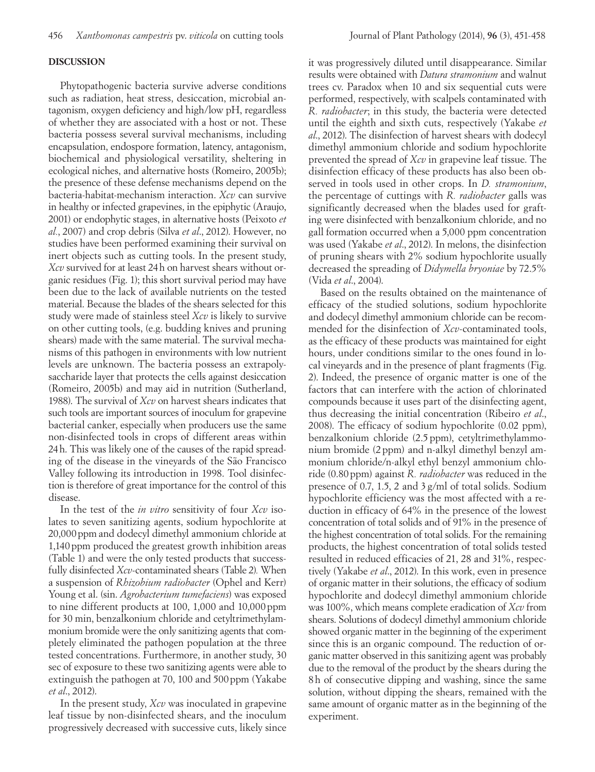## DISCUSSION

Phytopathogenic bacteria survive adverse conditions such as radiation, heat stress, desiccation, microbial antagonism, oxygen deficiency and high/low pH, regardless of whether they are associated with a host or not. These bacteria possess several survival mechanisms, including encapsulation, endospore formation, latency, antagonism, biochemical and physiological versatility, sheltering in ecological niches, and alternative hosts (Romeiro, 2005b); the presence of these defense mechanisms depend on the bacteria-habitat-mechanism interaction. *Xcv* can survive in healthy or infected grapevines, in the epiphytic (Araujo, 2001) or endophytic stages, in alternative hosts (Peixoto *et al.*, 2007) and crop debris (Silva *et al.*, 2012). However, no studies have been performed examining their survival on inert objects such as cutting tools. In the present study, *Xcv* survived for at least 24 h on harvest shears without organic residues (Fig. 1); this short survival period may have been due to the lack of available nutrients on the tested material. Because the blades of the shears selected for this study were made of stainless steel *Xcv* is likely to survive on other cutting tools, (e.g. budding knives and pruning shears) made with the same material. The survival mechanisms of this pathogen in environments with low nutrient levels are unknown. The bacteria possess an extrapolysaccharide layer that protects the cells against desiccation (Romeiro, 2005b) and may aid in nutrition (Sutherland, 1988). The survival of *Xcv* on harvest shears indicates that such tools are important sources of inoculum for grapevine bacterial canker, especially when producers use the same non-disinfected tools in crops of different areas within 24 h. This was likely one of the causes of the rapid spreading of the disease in the vineyards of the São Francisco Valley following its introduction in 1998. Tool disinfection is therefore of great importance for the control of this disease.

In the test of the *in vitro* sensitivity of four *Xcv* isolates to seven sanitizing agents, sodium hypochlorite at 20,000 ppm and dodecyl dimethyl ammonium chloride at 1,140 ppm produced the greatest growth inhibition areas (Table 1) and were the only tested products that successfully disinfected *Xcv*-contaminated shears (Table 2). When a suspension of *Rhizobium radiobacter* (Ophel and Kerr) Young et al. (sin. *Agrobacterium tumefaciens*) was exposed to nine different products at 100, 1,000 and 10,000 ppm for 30 min, benzalkonium chloride and cetyltrimethylammonium bromide were the only sanitizing agents that completely eliminated the pathogen population at the three tested concentrations. Furthermore, in another study, 30 sec of exposure to these two sanitizing agents were able to extinguish the pathogen at 70, 100 and 500 ppm (Yakabe *et al*., 2012).

In the present study, *Xcv* was inoculated in grapevine leaf tissue by non-disinfected shears, and the inoculum progressively decreased with successive cuts, likely since it was progressively diluted until disappearance. Similar results were obtained with *Datura stramonium* and walnut trees cv. Paradox when 10 and six sequential cuts were performed, respectively, with scalpels contaminated with *R. radiobacter*; in this study, the bacteria were detected until the eighth and sixth cuts, respectively (Yakabe *et al*., 2012). The disinfection of harvest shears with dodecyl dimethyl ammonium chloride and sodium hypochlorite prevented the spread of *Xcv* in grapevine leaf tissue. The disinfection efficacy of these products has also been observed in tools used in other crops. In *D. stramonium*, the percentage of cuttings with *R. radiobacter* galls was significantly decreased when the blades used for grafting were disinfected with benzalkonium chloride, and no gall formation occurred when a 5,000 ppm concentration was used (Yakabe *et al*., 2012). In melons, the disinfection of pruning shears with 2% sodium hypochlorite usually decreased the spreading of *Didymella bryoniae* by 72.5% (Vida *et al*., 2004).

Based on the results obtained on the maintenance of efficacy of the studied solutions, sodium hypochlorite and dodecyl dimethyl ammonium chloride can be recommended for the disinfection of *Xcv*-contaminated tools, as the efficacy of these products was maintained for eight hours, under conditions similar to the ones found in local vineyards and in the presence of plant fragments (Fig. 2). Indeed, the presence of organic matter is one of the factors that can interfere with the action of chlorinated compounds because it uses part of the disinfecting agent, thus decreasing the initial concentration (Ribeiro *et al*., 2008). The efficacy of sodium hypochlorite (0.02 ppm), benzalkonium chloride (2.5 ppm), cetyltrimethylammonium bromide (2 ppm) and n-alkyl dimethyl benzyl ammonium chloride/n-alkyl ethyl benzyl ammonium chloride (0.80 ppm) against *R. radiobacter* was reduced in the presence of 0.7, 1.5, 2 and 3 g/ml of total solids. Sodium hypochlorite efficiency was the most affected with a reduction in efficacy of 64% in the presence of the lowest concentration of total solids and of 91% in the presence of the highest concentration of total solids. For the remaining products, the highest concentration of total solids tested resulted in reduced efficacies of 21, 28 and 31%, respectively (Yakabe *et al*., 2012). In this work, even in presence of organic matter in their solutions, the efficacy of sodium hypochlorite and dodecyl dimethyl ammonium chloride was 100%, which means complete eradication of *Xcv* from shears. Solutions of dodecyl dimethyl ammonium chloride showed organic matter in the beginning of the experiment since this is an organic compound. The reduction of organic matter observed in this sanitizing agent was probably due to the removal of the product by the shears during the 8 h of consecutive dipping and washing, since the same solution, without dipping the shears, remained with the same amount of organic matter as in the beginning of the experiment.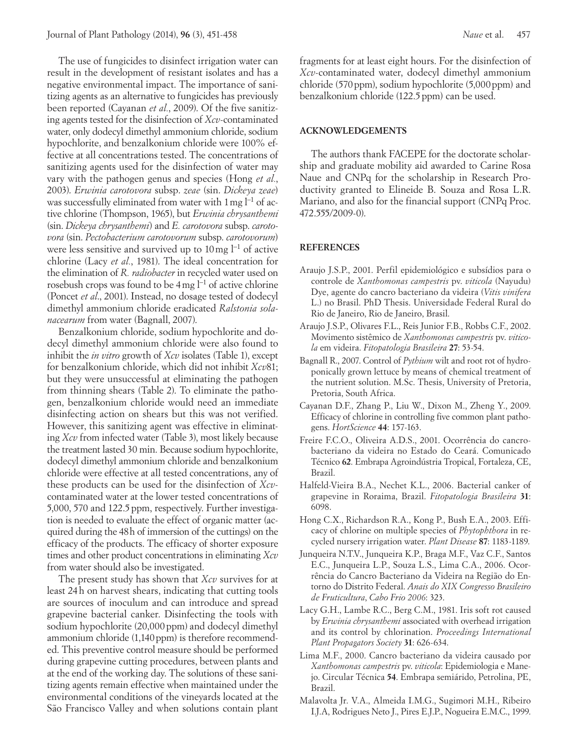The use of fungicides to disinfect irrigation water can result in the development of resistant isolates and has a negative environmental impact. The importance of sanitizing agents as an alternative to fungicides has previously been reported (Cayanan *et al.*, 2009). Of the five sanitizing agents tested for the disinfection of *Xcv*-contaminated water, only dodecyl dimethyl ammonium chloride, sodium hypochlorite, and benzalkonium chloride were 100% effective at all concentrations tested. The concentrations of sanitizing agents used for the disinfection of water may vary with the pathogen genus and species (Hong *et al.*, 2003). *Erwinia carotovora* subsp. *zeae* (sin. *Dickeya zeae*) was successfully eliminated from water with 1 mg $l^{-1}$ of active chlorine (Thompson, 1965), but *Erwinia chrysanthemi* (sin. *Dickeya chrysanthemi*) and *E. carotovora* subsp. *carotovora* (sin. *Pectobacterium carotovorum* subsp. *carotovorum*) were less sensitive and survived up to 10 mg $l^{-1}$ of active chlorine (Lacy *et al.*, 1981). The ideal concentration for the elimination of *R. radiobacter* in recycled water used on rosebush crops was found to be 4 mg $l^{-1}$ of active chlorine (Poncet *et al.*, 2001). Instead, no dosage tested of dodecyl dimethyl ammonium chloride eradicated *Ralstonia solanacearum* from water (Bagnall, 2007).

Benzalkonium chloride, sodium hypochlorite and dodecyl dimethyl ammonium chloride were also found to inhibit the *in vitro* growth of *Xcv* isolates (Table 1), except for benzalkonium chloride, which did not inhibit *Xcv*81; but they were unsuccessful at eliminating the pathogen from thinning shears (Table 2). To eliminate the pathogen, benzalkonium chloride would need an immediate disinfecting action on shears but this was not verified. However, this sanitizing agent was effective in eliminating *Xcv* from infected water (Table 3), most likely because the treatment lasted 30 min. Because sodium hypochlorite, dodecyl dimethyl ammonium chloride and benzalkonium chloride were effective at all tested concentrations, any of these products can be used for the disinfection of *Xcv*-contaminated water at the lower tested concentrations of 5,000, 570 and 122.5 ppm, respectively. Further investigation is needed to evaluate the effect of organic matter (acquired during the 48 h of immersion of the cuttings) on the efficacy of the products. The efficacy of shorter exposure times and other product concentrations in eliminating *Xcv* from water should also be investigated.

The present study has shown that *Xcv* survives for at least 24 h on harvest shears, indicating that cutting tools are sources of inoculum and can introduce and spread grapevine bacterial canker. Disinfecting the tools with sodium hypochlorite (20,000 ppm) and dodecyl dimethyl ammonium chloride (1,140 ppm) is therefore recommended. This preventive control measure should be performed during grapevine cutting procedures, between plants and at the end of the working day. The solutions of these sanitizing agents remain effective when maintained under the environmental conditions of the vineyards located at the São Francisco Valley and when solutions contain plant fragments for at least eight hours. For the disinfection of *Xcv*-contaminated water, dodecyl dimethyl ammonium chloride (570 ppm), sodium hypochlorite (5,000 ppm) and benzalkonium chloride (122.5 ppm) can be used.

## ACKNOWLEDGEMENTS

The authors thank FACEPE for the doctorate scholarship and graduate mobility aid awarded to Carine Rosa Naue and CNPq for the scholarship in Research Productivity granted to Elineide B. Souza and Rosa L.R. Mariano, and also for the financial support (CNPq Proc. 472.555/2009-0).

## REFERENCES

Araujo J.S.P., 2001. Perfil epidemiológico e subsídios para o controle de *Xanthomonas campestris* pv. *viticola* (Nayudu) Dye, agente do cancro bacteriano da videira (*Vitis vinifera* L.) no Brasil. PhD Thesis. Universidade Federal Rural do Rio de Janeiro, Rio de Janeiro, Brasil.

Araujo J.S.P., Olivares F.L., Reis Junior F.B., Robbs C.F., 2002. Movimento sistêmico de *Xanthomonas campestris* pv. *viticola* em videira. *Fitopatologia Brasileira* **27**: 53-54.

Bagnall R., 2007. Control of *Pythium* wilt and root rot of hydroponically grown lettuce by means of chemical treatment of the nutrient solution. M.Sc. Thesis, University of Pretoria, Pretoria, South Africa.

Cayanan D.F., Zhang P., Liu W., Dixon M., Zheng Y., 2009. Efficacy of chlorine in controlling five common plant pathogens. *HortScience* **44**: 157-163.

Freire F.C.O., Oliveira A.D.S., 2001. Ocorrência do cancro-bacteriano da videira no Estado do Ceará. Comunicado Técnico **62**. Embrapa Agroindústria Tropical, Fortaleza, CE, Brazil.

Halfeld-Vieira B.A., Nechet K.L., 2006. Bacterial canker of grapevine in Roraima, Brazil. *Fitopatologia Brasileira* **31**: 6098.

Hong C.X., Richardson R.A., Kong P., Bush E.A., 2003. Efficacy of chlorine on multiple species of *Phytophthora* in recycled nursery irrigation water. *Plant Disease* **87**: 1183-1189.

Junqueira N.T.V., Junqueira K.P., Braga M.F., Vaz C.F., Santos E.C., Junqueira L.P., Souza L.S., Lima C.A., 2006. Ocorrência do Cancro Bacteriano da Videira na Região do Entorno do Distrito Federal. *Anais do XIX Congresso Brasileiro de Fruticultura*, *Cabo Frio 2006*: 323.

Lacy G.H., Lambe R.C., Berg C.M., 1981. Iris soft rot caused by *Erwinia chrysanthemi* associated with overhead irrigation and its control by chlorination. *Proceedings International Plant Propagators Society* **31**: 626-634.

Lima M.F., 2000. Cancro bacteriano da videira causado por *Xanthomonas campestris* pv. *viticola*: Epidemiologia e Manejo. Circular Técnica **54**. Embrapa semiárido, Petrolina, PE, Brazil.

Malavolta Jr. V.A., Almeida I.M.G., Sugimori M.H., Ribeiro I.J.A, Rodrigues Neto J., Pires E.J.P., Nogueira E.M.C., 1999.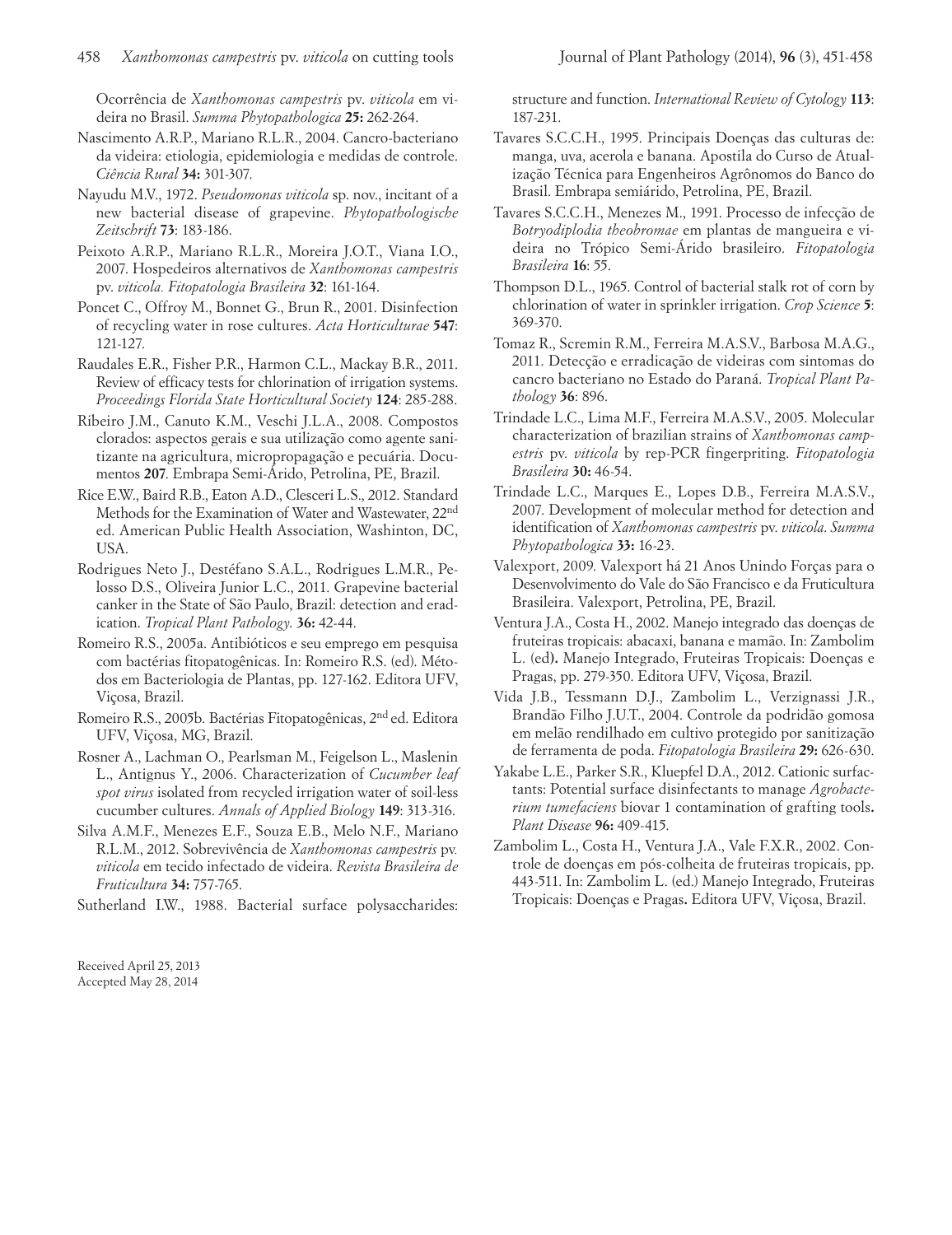Ocorrência de *Xanthomonas campestris* pv. *viticola* em videira no Brasil. *Summa Phytopathologica* **25:** 262-264.

Nascimento A.R.P., Mariano R.L.R., 2004. Cancro-bacteriano da videira: etiologia, epidemiologia e medidas de controle. *Ciência Rural* **34:** 301-307.

Nayudu M.V., 1972. *Pseudomonas viticola* sp. nov., incitant of a new bacterial disease of grapevine. *Phytopathologische Zeitschrift* **73**: 183-186.

Peixoto A.R.P., Mariano R.L.R., Moreira J.O.T., Viana I.O., 2007. Hospedeiros alternativos de *Xanthomonas campestris* pv. *viticola. Fitopatologia Brasileira* **32**: 161-164.

Poncet C., Offroy M., Bonnet G., Brun R., 2001. Disinfection of recycling water in rose cultures. *Acta Horticulturae* **547**: 121-127.

Raudales E.R., Fisher P.R., Harmon C.L., Mackay B.R., 2011. Review of efficacy tests for chlorination of irrigation systems. *Proceedings Florida State Horticultural Society* **124**: 285-288.

Ribeiro J.M., Canuto K.M., Veschi J.L.A., 2008. Compostos clorados: aspectos gerais e sua utilização como agente sanitizante na agricultura, micropropagação e pecuária. Documentos **207**. Embrapa Semi-Árido, Petrolina, PE, Brazil.

Rice E.W., Baird R.B., Eaton A.D., Clesceri L.S., 2012. Standard Methods for the Examination of Water and Wastewater, 22nd ed. American Public Health Association, Washinton, DC, USA.

Rodrigues Neto J., Destéfano S.A.L., Rodrigues L.M.R., Pelosso D.S., Oliveira Junior L.C., 2011. Grapevine bacterial canker in the State of São Paulo, Brazil: detection and eradication. *Tropical Plant Pathology*. **36:** 42-44.

Romeiro R.S., 2005a. Antibióticos e seu emprego em pesquisa com bactérias fitopatogênicas. In: Romeiro R.S. (ed). Métodos em Bacteriologia de Plantas, pp. 127-162. Editora UFV, Viçosa, Brazil.

Romeiro R.S., 2005b. Bactérias Fitopatogênicas, 2nd ed. Editora UFV, Viçosa, MG, Brazil.

Rosner A., Lachman O., Pearlsman M., Feigelson L., Maslenin L., Antignus Y., 2006. Characterization of *Cucumber leaf spot virus* isolated from recycled irrigation water of soil-less cucumber cultures. *Annals of Applied Biology* **149**: 313-316.

Silva A.M.F., Menezes E.F., Souza E.B., Melo N.F., Mariano R.L.M., 2012. Sobrevivência de *Xanthomonas campestris* pv. *viticola* em tecido infectado de videira. *Revista Brasileira de Fruticultura* **34:** 757-765.

Sutherland I.W., 1988. Bacterial surface polysaccharides: structure and function. *International Review of Cytology* **113**: 187-231.

Tavares S.C.C.H., 1995. Principais Doenças das culturas de: manga, uva, acerola e banana. Apostila do Curso de Atualização Técnica para Engenheiros Agrônomos do Banco do Brasil. Embrapa semiárido, Petrolina, PE, Brazil.

Tavares S.C.C.H., Menezes M., 1991. Processo de infecção de *Botryodiplodia theobromae* em plantas de mangueira e videira no Trópico Semi-Árido brasileiro. *Fitopatologia Brasileira* **16**: 55.

Thompson D.L., 1965. Control of bacterial stalk rot of corn by chlorination of water in sprinkler irrigation. *Crop Science* **5**: 369-370.

Tomaz R., Scremin R.M., Ferreira M.A.S.V., Barbosa M.A.G., 2011. Detecção e erradicação de videiras com sintomas do cancro bacteriano no Estado do Paraná. *Tropical Plant Pathology* **36**: 896.

Trindade L.C., Lima M.F., Ferreira M.A.S.V., 2005. Molecular characterization of brazilian strains of *Xanthomonas campestris* pv. *viticola* by rep-PCR fingerpriting. *Fitopatologia Brasileira* **30:** 46-54.

Trindade L.C., Marques E., Lopes D.B., Ferreira M.A.S.V., 2007. Development of molecular method for detection and identification of *Xanthomonas campestris* pv. *viticola*. *Summa Phytopathologica* **33:** 16-23.

Valexport, 2009. Valexport há 21 Anos Unindo Forças para o Desenvolvimento do Vale do São Francisco e da Fruticultura Brasileira. Valexport, Petrolina, PE, Brazil.

Ventura J.A., Costa H., 2002. Manejo integrado das doenças de fruteiras tropicais: abacaxi, banana e mamão. In: Zambolim L. (ed**).** Manejo Integrado, Fruteiras Tropicais: Doenças e Pragas, pp. 279-350. Editora UFV, Viçosa, Brazil.

Vida J.B., Tessmann D.J., Zambolim L., Verzignassi J.R., Brandão Filho J.U.T., 2004. Controle da podridão gomosa em melão rendilhado em cultivo protegido por sanitização de ferramenta de poda. *Fitopatologia Brasileira* **29:** 626-630.

Yakabe L.E., Parker S.R., Kluepfel D.A., 2012. Cationic surfactants: Potential surface disinfectants to manage *Agrobacterium tumefaciens* biovar 1 contamination of grafting tools**.** *Plant Disease* **96:** 409-415.

Zambolim L., Costa H., Ventura J.A., Vale F.X.R., 2002. Controle de doenças em pós-colheita de fruteiras tropicais, pp. 443-511. In: Zambolim L. (ed.) Manejo Integrado, Fruteiras Tropicais: Doenças e Pragas**.** Editora UFV, Viçosa, Brazil.

Received April 25, 2013
Accepted May 28, 2014